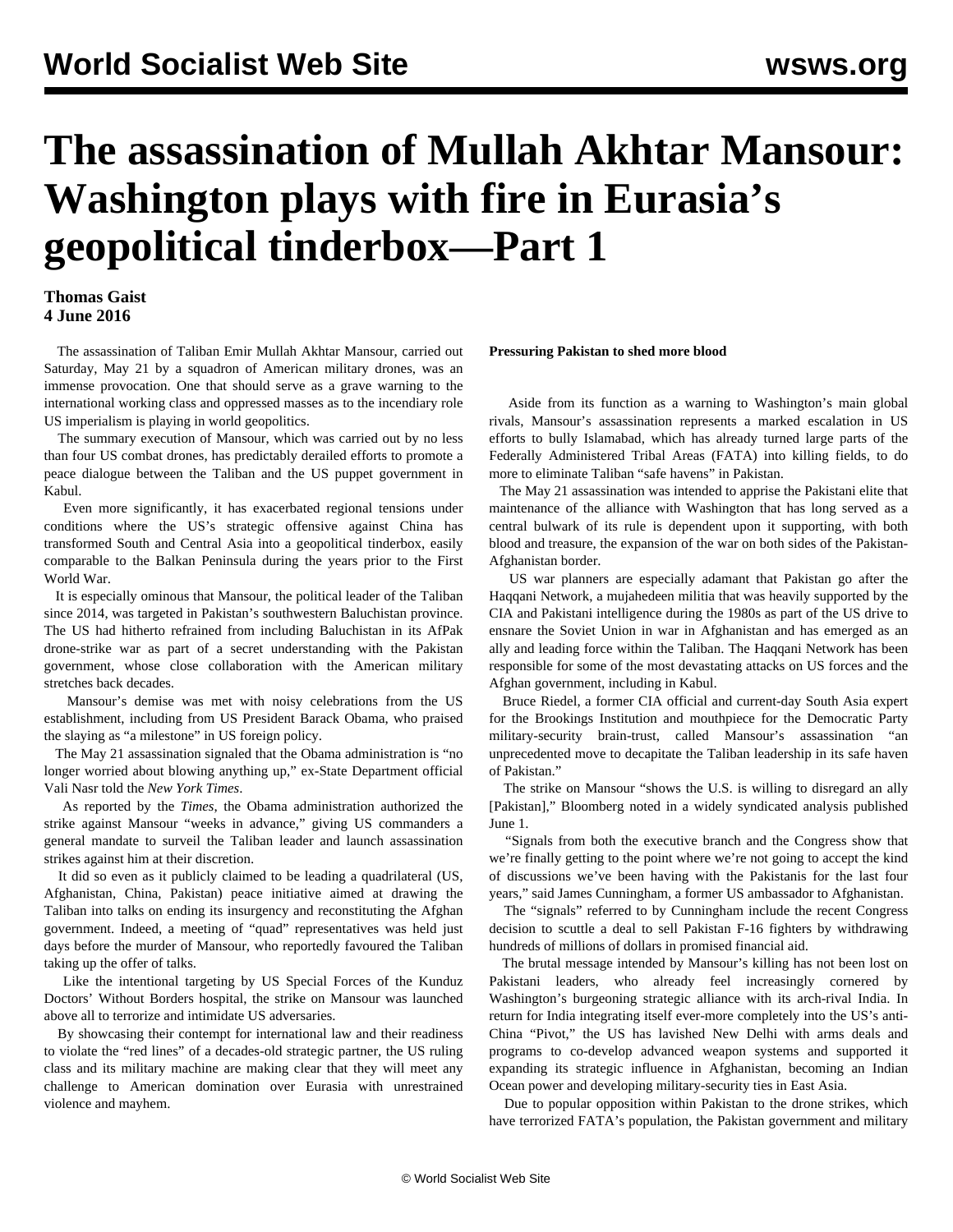# The assassination of Mullah Akhtar Mansour: Washington plays with fire in Eurasia's geopolitical tinderbox—Part 1

**Thomas Gaist**
**4 June 2016**

The assassination of Taliban Emir Mullah Akhtar Mansour, carried out Saturday, May 21 by a squadron of American military drones, was an immense provocation. One that should serve as a grave warning to the international working class and oppressed masses as to the incendiary role US imperialism is playing in world geopolitics.

The summary execution of Mansour, which was carried out by no less than four US combat drones, has predictably derailed efforts to promote a peace dialogue between the Taliban and the US puppet government in Kabul.

Even more significantly, it has exacerbated regional tensions under conditions where the US's strategic offensive against China has transformed South and Central Asia into a geopolitical tinderbox, easily comparable to the Balkan Peninsula during the years prior to the First World War.

It is especially ominous that Mansour, the political leader of the Taliban since 2014, was targeted in Pakistan's southwestern Baluchistan province. The US had hitherto refrained from including Baluchistan in its AfPak drone-strike war as part of a secret understanding with the Pakistan government, whose close collaboration with the American military stretches back decades.

Mansour's demise was met with noisy celebrations from the US establishment, including from US President Barack Obama, who praised the slaying as "a milestone" in US foreign policy.

The May 21 assassination signaled that the Obama administration is "no longer worried about blowing anything up," ex-State Department official Vali Nasr told the *New York Times*.

As reported by the *Times*, the Obama administration authorized the strike against Mansour "weeks in advance," giving US commanders a general mandate to surveil the Taliban leader and launch assassination strikes against him at their discretion.

It did so even as it publicly claimed to be leading a quadrilateral (US, Afghanistan, China, Pakistan) peace initiative aimed at drawing the Taliban into talks on ending its insurgency and reconstituting the Afghan government. Indeed, a meeting of "quad" representatives was held just days before the murder of Mansour, who reportedly favoured the Taliban taking up the offer of talks.

Like the intentional targeting by US Special Forces of the Kunduz Doctors' Without Borders hospital, the strike on Mansour was launched above all to terrorize and intimidate US adversaries.

By showcasing their contempt for international law and their readiness to violate the "red lines" of a decades-old strategic partner, the US ruling class and its military machine are making clear that they will meet any challenge to American domination over Eurasia with unrestrained violence and mayhem.

**Pressuring Pakistan to shed more blood**

Aside from its function as a warning to Washington's main global rivals, Mansour's assassination represents a marked escalation in US efforts to bully Islamabad, which has already turned large parts of the Federally Administered Tribal Areas (FATA) into killing fields, to do more to eliminate Taliban "safe havens" in Pakistan.

The May 21 assassination was intended to apprise the Pakistani elite that maintenance of the alliance with Washington that has long served as a central bulwark of its rule is dependent upon it supporting, with both blood and treasure, the expansion of the war on both sides of the Pakistan-Afghanistan border.

US war planners are especially adamant that Pakistan go after the Haqqani Network, a mujahedeen militia that was heavily supported by the CIA and Pakistani intelligence during the 1980s as part of the US drive to ensnare the Soviet Union in war in Afghanistan and has emerged as an ally and leading force within the Taliban. The Haqqani Network has been responsible for some of the most devastating attacks on US forces and the Afghan government, including in Kabul.

Bruce Riedel, a former CIA official and current-day South Asia expert for the Brookings Institution and mouthpiece for the Democratic Party military-security brain-trust, called Mansour's assassination "an unprecedented move to decapitate the Taliban leadership in its safe haven of Pakistan."

The strike on Mansour "shows the U.S. is willing to disregard an ally [Pakistan]," Bloomberg noted in a widely syndicated analysis published June 1.

"Signals from both the executive branch and the Congress show that we're finally getting to the point where we're not going to accept the kind of discussions we've been having with the Pakistanis for the last four years," said James Cunningham, a former US ambassador to Afghanistan.

The "signals" referred to by Cunningham include the recent Congress decision to scuttle a deal to sell Pakistan F-16 fighters by withdrawing hundreds of millions of dollars in promised financial aid.

The brutal message intended by Mansour's killing has not been lost on Pakistani leaders, who already feel increasingly cornered by Washington's burgeoning strategic alliance with its arch-rival India. In return for India integrating itself ever-more completely into the US's anti-China "Pivot," the US has lavished New Delhi with arms deals and programs to co-develop advanced weapon systems and supported it expanding its strategic influence in Afghanistan, becoming an Indian Ocean power and developing military-security ties in East Asia.

Due to popular opposition within Pakistan to the drone strikes, which have terrorized FATA's population, the Pakistan government and military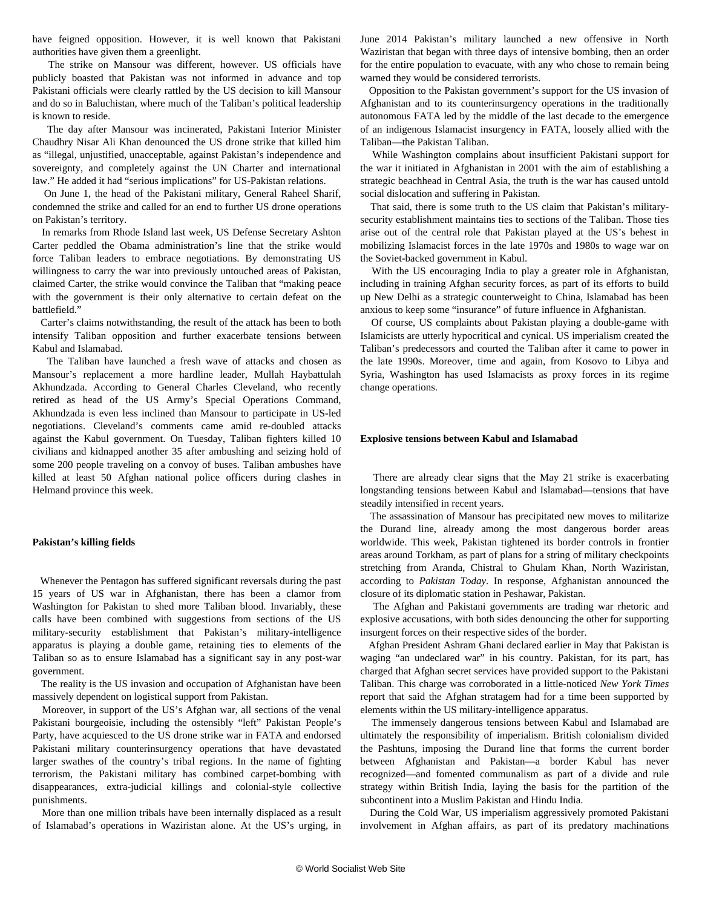have feigned opposition. However, it is well known that Pakistani authorities have given them a greenlight.

The strike on Mansour was different, however. US officials have publicly boasted that Pakistan was not informed in advance and top Pakistani officials were clearly rattled by the US decision to kill Mansour and do so in Baluchistan, where much of the Taliban's political leadership is known to reside.

The day after Mansour was incinerated, Pakistani Interior Minister Chaudhry Nisar Ali Khan denounced the US drone strike that killed him as "illegal, unjustified, unacceptable, against Pakistan's independence and sovereignty, and completely against the UN Charter and international law." He added it had "serious implications" for US-Pakistan relations.

On June 1, the head of the Pakistani military, General Raheel Sharif, condemned the strike and called for an end to further US drone operations on Pakistan's territory.

In remarks from Rhode Island last week, US Defense Secretary Ashton Carter peddled the Obama administration's line that the strike would force Taliban leaders to embrace negotiations. By demonstrating US willingness to carry the war into previously untouched areas of Pakistan, claimed Carter, the strike would convince the Taliban that "making peace with the government is their only alternative to certain defeat on the battlefield."

Carter's claims notwithstanding, the result of the attack has been to both intensify Taliban opposition and further exacerbate tensions between Kabul and Islamabad.

The Taliban have launched a fresh wave of attacks and chosen as Mansour's replacement a more hardline leader, Mullah Haybattulah Akhundzada. According to General Charles Cleveland, who recently retired as head of the US Army's Special Operations Command, Akhundzada is even less inclined than Mansour to participate in US-led negotiations. Cleveland's comments came amid re-doubled attacks against the Kabul government. On Tuesday, Taliban fighters killed 10 civilians and kidnapped another 35 after ambushing and seizing hold of some 200 people traveling on a convoy of buses. Taliban ambushes have killed at least 50 Afghan national police officers during clashes in Helmand province this week.

**Pakistan's killing fields**

Whenever the Pentagon has suffered significant reversals during the past 15 years of US war in Afghanistan, there has been a clamor from Washington for Pakistan to shed more Taliban blood. Invariably, these calls have been combined with suggestions from sections of the US military-security establishment that Pakistan's military-intelligence apparatus is playing a double game, retaining ties to elements of the Taliban so as to ensure Islamabad has a significant say in any post-war government.

The reality is the US invasion and occupation of Afghanistan have been massively dependent on logistical support from Pakistan.

Moreover, in support of the US's Afghan war, all sections of the venal Pakistani bourgeoisie, including the ostensibly "left" Pakistan People's Party, have acquiesced to the US drone strike war in FATA and endorsed Pakistani military counterinsurgency operations that have devastated larger swathes of the country's tribal regions. In the name of fighting terrorism, the Pakistani military has combined carpet-bombing with disappearances, extra-judicial killings and colonial-style collective punishments.

More than one million tribals have been internally displaced as a result of Islamabad's operations in Waziristan alone. At the US's urging, in June 2014 Pakistan's military launched a new offensive in North Waziristan that began with three days of intensive bombing, then an order for the entire population to evacuate, with any who chose to remain being warned they would be considered terrorists.

Opposition to the Pakistan government's support for the US invasion of Afghanistan and to its counterinsurgency operations in the traditionally autonomous FATA led by the middle of the last decade to the emergence of an indigenous Islamacist insurgency in FATA, loosely allied with the Taliban—the Pakistan Taliban.

While Washington complains about insufficient Pakistani support for the war it initiated in Afghanistan in 2001 with the aim of establishing a strategic beachhead in Central Asia, the truth is the war has caused untold social dislocation and suffering in Pakistan.

That said, there is some truth to the US claim that Pakistan's military-security establishment maintains ties to sections of the Taliban. Those ties arise out of the central role that Pakistan played at the US's behest in mobilizing Islamacist forces in the late 1970s and 1980s to wage war on the Soviet-backed government in Kabul.

With the US encouraging India to play a greater role in Afghanistan, including in training Afghan security forces, as part of its efforts to build up New Delhi as a strategic counterweight to China, Islamabad has been anxious to keep some "insurance" of future influence in Afghanistan.

Of course, US complaints about Pakistan playing a double-game with Islamicists are utterly hypocritical and cynical. US imperialism created the Taliban's predecessors and courted the Taliban after it came to power in the late 1990s. Moreover, time and again, from Kosovo to Libya and Syria, Washington has used Islamacists as proxy forces in its regime change operations.

**Explosive tensions between Kabul and Islamabad**

There are already clear signs that the May 21 strike is exacerbating longstanding tensions between Kabul and Islamabad—tensions that have steadily intensified in recent years.

The assassination of Mansour has precipitated new moves to militarize the Durand line, already among the most dangerous border areas worldwide. This week, Pakistan tightened its border controls in frontier areas around Torkham, as part of plans for a string of military checkpoints stretching from Aranda, Chistral to Ghulam Khan, North Waziristan, according to *Pakistan Today*. In response, Afghanistan announced the closure of its diplomatic station in Peshawar, Pakistan.

The Afghan and Pakistani governments are trading war rhetoric and explosive accusations, with both sides denouncing the other for supporting insurgent forces on their respective sides of the border.

Afghan President Ashram Ghani declared earlier in May that Pakistan is waging "an undeclared war" in his country. Pakistan, for its part, has charged that Afghan secret services have provided support to the Pakistani Taliban. This charge was corroborated in a little-noticed *New York Times* report that said the Afghan stratagem had for a time been supported by elements within the US military-intelligence apparatus.

The immensely dangerous tensions between Kabul and Islamabad are ultimately the responsibility of imperialism. British colonialism divided the Pashtuns, imposing the Durand line that forms the current border between Afghanistan and Pakistan—a border Kabul has never recognized—and fomented communalism as part of a divide and rule strategy within British India, laying the basis for the partition of the subcontinent into a Muslim Pakistan and Hindu India.

During the Cold War, US imperialism aggressively promoted Pakistani involvement in Afghan affairs, as part of its predatory machinations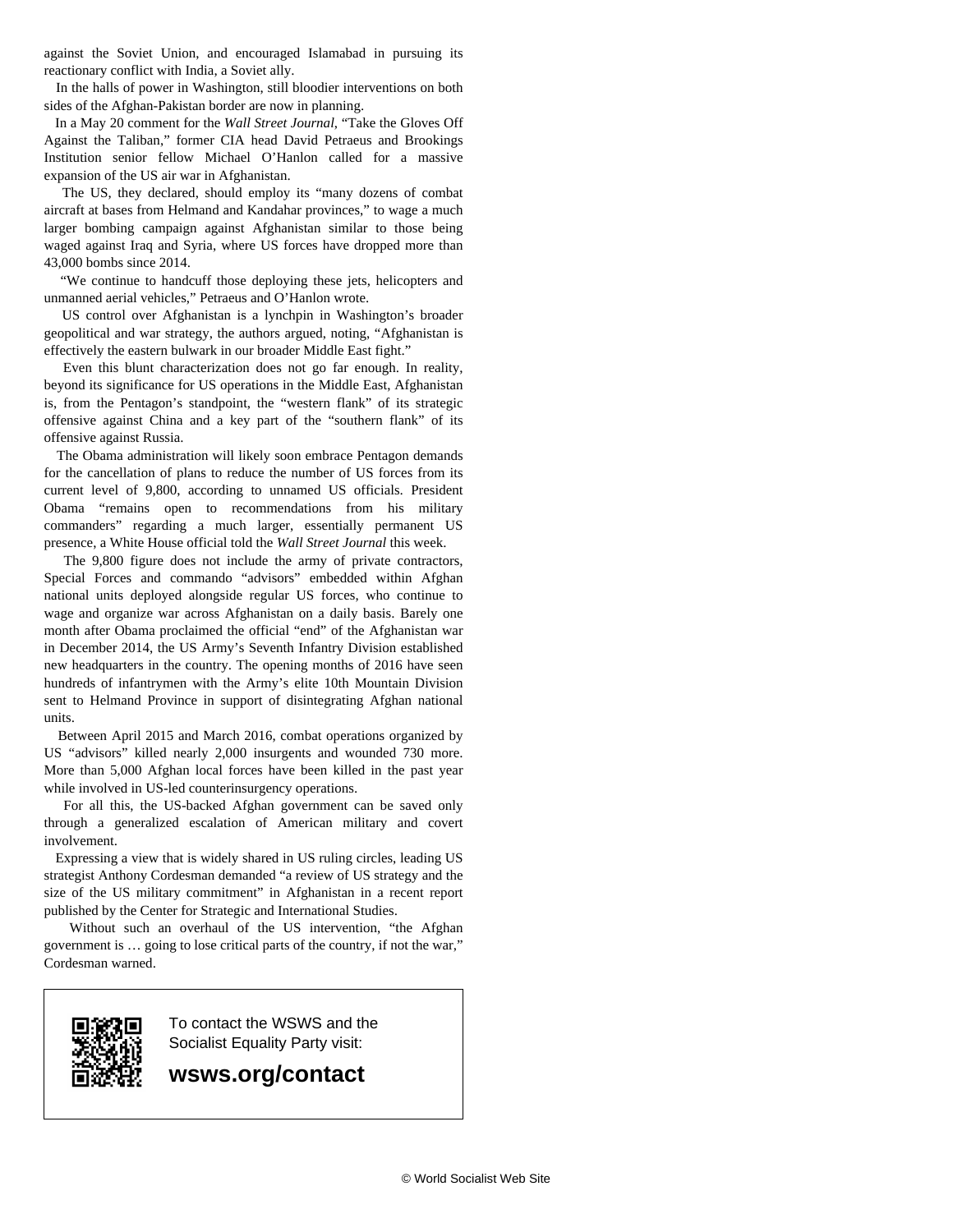against the Soviet Union, and encouraged Islamabad in pursuing its reactionary conflict with India, a Soviet ally.

In the halls of power in Washington, still bloodier interventions on both sides of the Afghan-Pakistan border are now in planning.

In a May 20 comment for the *Wall Street Journal*, “Take the Gloves Off Against the Taliban,” former CIA head David Petraeus and Brookings Institution senior fellow Michael O’Hanlon called for a massive expansion of the US air war in Afghanistan.

The US, they declared, should employ its “many dozens of combat aircraft at bases from Helmand and Kandahar provinces,” to wage a much larger bombing campaign against Afghanistan similar to those being waged against Iraq and Syria, where US forces have dropped more than 43,000 bombs since 2014.

“We continue to handcuff those deploying these jets, helicopters and unmanned aerial vehicles,” Petraeus and O’Hanlon wrote.

US control over Afghanistan is a lynchpin in Washington’s broader geopolitical and war strategy, the authors argued, noting, “Afghanistan is effectively the eastern bulwark in our broader Middle East fight.”

Even this blunt characterization does not go far enough. In reality, beyond its significance for US operations in the Middle East, Afghanistan is, from the Pentagon’s standpoint, the “western flank” of its strategic offensive against China and a key part of the “southern flank” of its offensive against Russia.

The Obama administration will likely soon embrace Pentagon demands for the cancellation of plans to reduce the number of US forces from its current level of 9,800, according to unnamed US officials. President Obama “remains open to recommendations from his military commanders” regarding a much larger, essentially permanent US presence, a White House official told the *Wall Street Journal* this week.

The 9,800 figure does not include the army of private contractors, Special Forces and commando “advisors” embedded within Afghan national units deployed alongside regular US forces, who continue to wage and organize war across Afghanistan on a daily basis. Barely one month after Obama proclaimed the official “end” of the Afghanistan war in December 2014, the US Army’s Seventh Infantry Division established new headquarters in the country. The opening months of 2016 have seen hundreds of infantrymen with the Army’s elite 10th Mountain Division sent to Helmand Province in support of disintegrating Afghan national units.

Between April 2015 and March 2016, combat operations organized by US “advisors” killed nearly 2,000 insurgents and wounded 730 more. More than 5,000 Afghan local forces have been killed in the past year while involved in US-led counterinsurgency operations.

For all this, the US-backed Afghan government can be saved only through a generalized escalation of American military and covert involvement.

Expressing a view that is widely shared in US ruling circles, leading US strategist Anthony Cordesman demanded “a review of US strategy and the size of the US military commitment” in Afghanistan in a recent report published by the Center for Strategic and International Studies.

Without such an overhaul of the US intervention, “the Afghan government is … going to lose critical parts of the country, if not the war,” Cordesman warned.

To contact the WSWS and the Socialist Equality Party visit:

**wsws.org/contact**